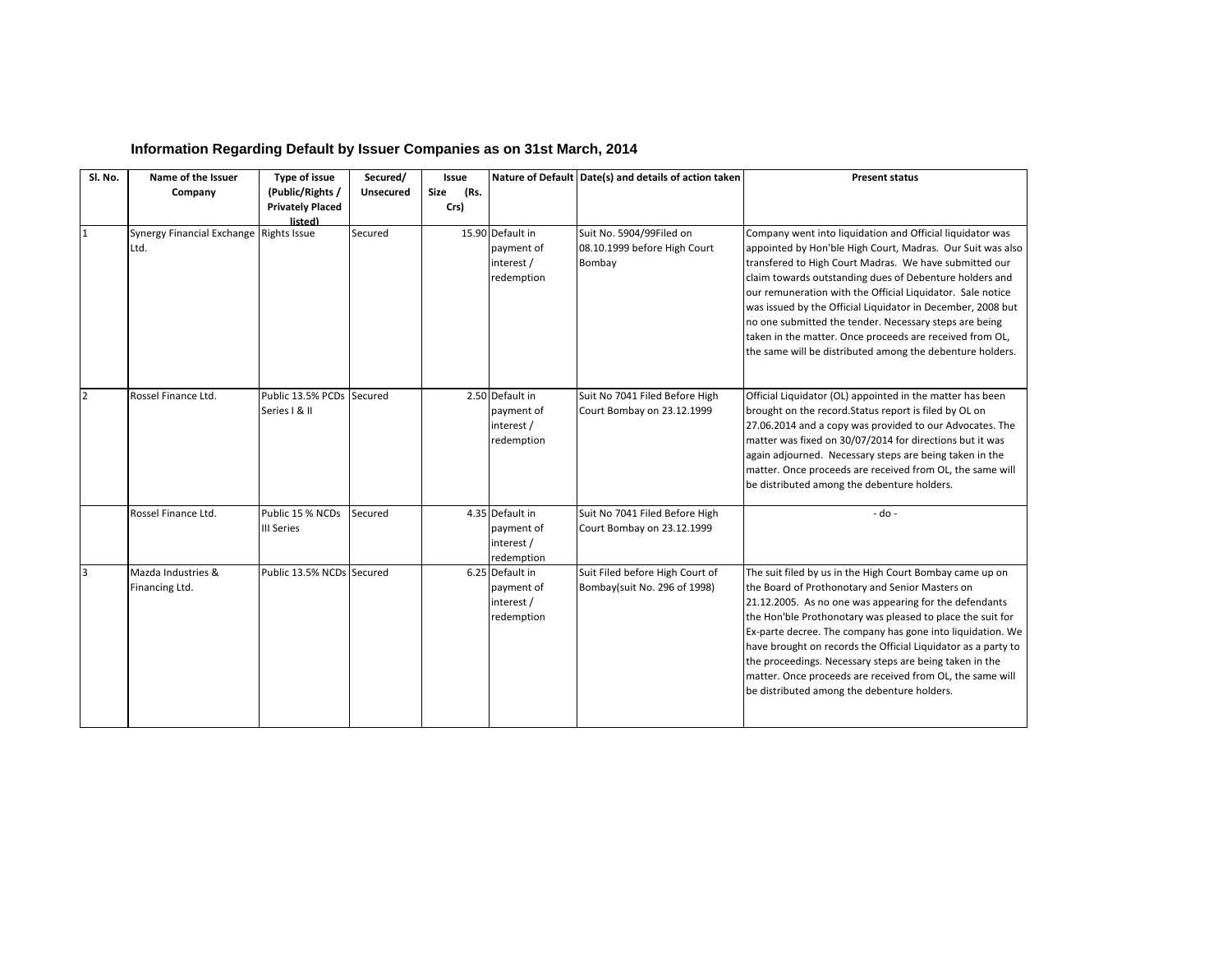## Information Regarding Default by Issuer Companies as on 31st March, 2014

| Sl. No. | Name of the Issuer Company | Type of issue (Public/Rights / Privately Placed listed) | Secured/ Unsecured | Issue Size (Rs. Crs) | Nature of Default | Date(s) and details of action taken | Present status |
|---|---|---|---|---|---|---|---|
| 1 | Synergy Financial Exchange Ltd. | Rights Issue | Secured | 15.90 | Default in payment of interest / redemption | Suit No. 5904/99Filed on 08.10.1999 before High Court Bombay | Company went into liquidation and Official liquidator was appointed by Hon'ble High Court, Madras. Our Suit was also transfered to High Court Madras. We have submitted our claim towards outstanding dues of Debenture holders and our remuneration with the Official Liquidator. Sale notice was issued by the Official Liquidator in December, 2008 but no one submitted the tender. Necessary steps are being taken in the matter. Once proceeds are received from OL, the same will be distributed among the debenture holders. |
| 2 | Rossel Finance Ltd. | Public 13.5% PCDs Series I & II | Secured | 2.50 | Default in payment of interest / redemption | Suit No 7041 Filed Before High Court Bombay on 23.12.1999 | Official Liquidator (OL) appointed in the matter has been brought on the record.Status report is filed by OL on 27.06.2014 and a copy was provided to our Advocates. The matter was fixed on 30/07/2014 for directions but it was again adjourned. Necessary steps are being taken in the matter. Once proceeds are received from OL, the same will be distributed among the debenture holders. |
| | Rossel Finance Ltd. | Public 15 % NCDs III Series | Secured | 4.35 | Default in payment of interest / redemption | Suit No 7041 Filed Before High Court Bombay on 23.12.1999 | - do - |
| 3 | Mazda Industries & Financing Ltd. | Public 13.5% NCDs | Secured | 6.25 | Default in payment of interest / redemption | Suit Filed before High Court of Bombay(suit No. 296 of 1998) | The suit filed by us in the High Court Bombay came up on the Board of Prothonotary and Senior Masters on 21.12.2005. As no one was appearing for the defendants the Hon'ble Prothonotary was pleased to place the suit for Ex-parte decree. The company has gone into liquidation. We have brought on records the Official Liquidator as a party to the proceedings. Necessary steps are being taken in the matter. Once proceeds are received from OL, the same will be distributed among the debenture holders. |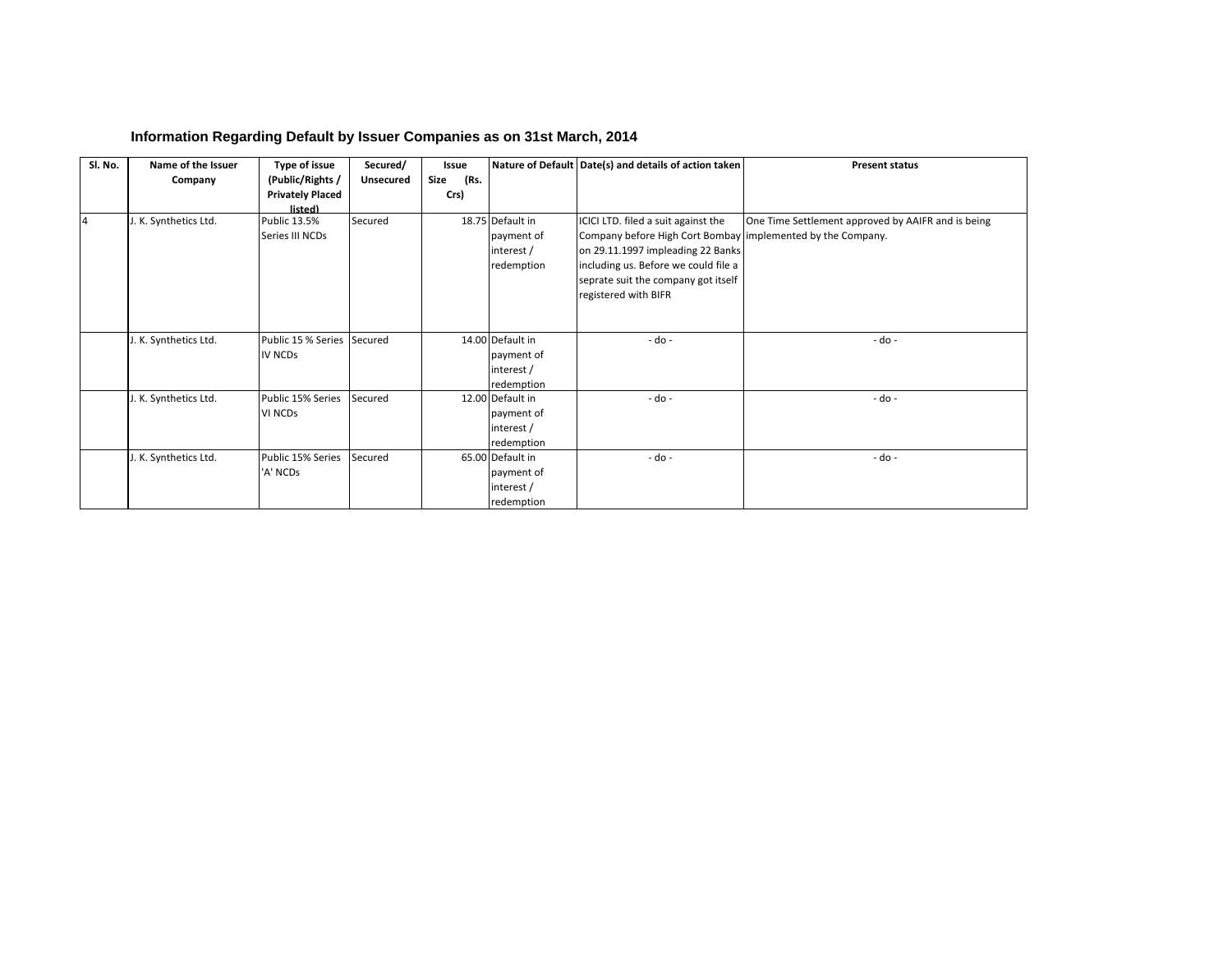## Information Regarding Default by Issuer Companies as on 31st March, 2014

| Sl. No. | Name of the Issuer Company | Type of issue (Public/Rights / Privately Placed listed) | Secured/ Unsecured | Issue Size (Rs. Crs) | Nature of Default | Date(s) and details of action taken | Present status |
|---|---|---|---|---|---|---|---|
| 4 | J. K. Synthetics Ltd. | Public 13.5% Series III NCDs | Secured | 18.75 | Default in payment of interest / redemption | ICICI LTD. filed a suit against the Company before High Cort Bombay on 29.11.1997 impleading 22 Banks including us. Before we could file a seprate suit the company got itself registered with BIFR | One Time Settlement approved by AAIFR and is being implemented by the Company. |
| | J. K. Synthetics Ltd. | Public 15 % Series IV NCDs | Secured | 14.00 | Default in payment of interest / redemption | - do - | - do - |
| | J. K. Synthetics Ltd. | Public 15% Series VI NCDs | Secured | 12.00 | Default in payment of interest / redemption | - do - | - do - |
| | J. K. Synthetics Ltd. | Public 15% Series 'A' NCDs | Secured | 65.00 | Default in payment of interest / redemption | - do - | - do - |